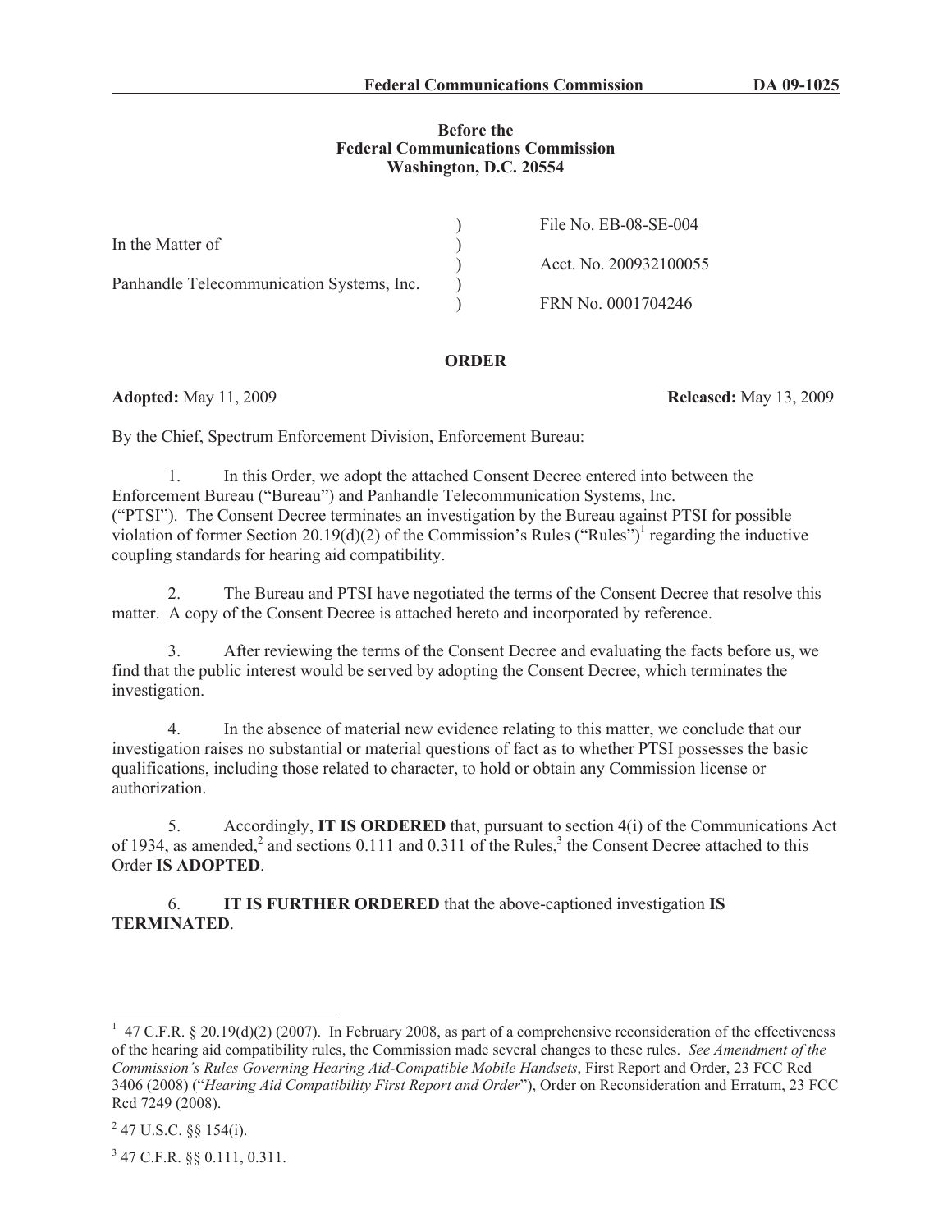**Before the**
**Federal Communications Commission**
**Washington, D.C. 20554**

| | | |
|---|---|---|
| In the Matter of | ) | File No. EB-08-SE-004 |
| | ) | Acct. No. 200932100055 |
| Panhandle Telecommunication Systems, Inc. | ) | FRN No. 0001704246 |

## ORDER

**Adopted:** May 11, 2009 **Released:** May 13, 2009

By the Chief, Spectrum Enforcement Division, Enforcement Bureau:

1. In this Order, we adopt the attached Consent Decree entered into between the Enforcement Bureau ("Bureau") and Panhandle Telecommunication Systems, Inc. ("PTSI"). The Consent Decree terminates an investigation by the Bureau against PTSI for possible violation of former Section 20.19(d)(2) of the Commission's Rules ("Rules")[1] regarding the inductive coupling standards for hearing aid compatibility.

2. The Bureau and PTSI have negotiated the terms of the Consent Decree that resolve this matter. A copy of the Consent Decree is attached hereto and incorporated by reference.

3. After reviewing the terms of the Consent Decree and evaluating the facts before us, we find that the public interest would be served by adopting the Consent Decree, which terminates the investigation.

4. In the absence of material new evidence relating to this matter, we conclude that our investigation raises no substantial or material questions of fact as to whether PTSI possesses the basic qualifications, including those related to character, to hold or obtain any Commission license or authorization.

5. Accordingly, **IT IS ORDERED** that, pursuant to section 4(i) of the Communications Act of 1934, as amended,[2] and sections 0.111 and 0.311 of the Rules,[3] the Consent Decree attached to this Order **IS ADOPTED**.

6. **IT IS FURTHER ORDERED** that the above-captioned investigation **IS TERMINATED**.

---

[1] 47 C.F.R. § 20.19(d)(2) (2007). In February 2008, as part of a comprehensive reconsideration of the effectiveness of the hearing aid compatibility rules, the Commission made several changes to these rules. *See Amendment of the Commission's Rules Governing Hearing Aid-Compatible Mobile Handsets*, First Report and Order, 23 FCC Rcd 3406 (2008) ("*Hearing Aid Compatibility First Report and Order*"), Order on Reconsideration and Erratum, 23 FCC Rcd 7249 (2008).

[2] 47 U.S.C. §§ 154(i).

[3] 47 C.F.R. §§ 0.111, 0.311.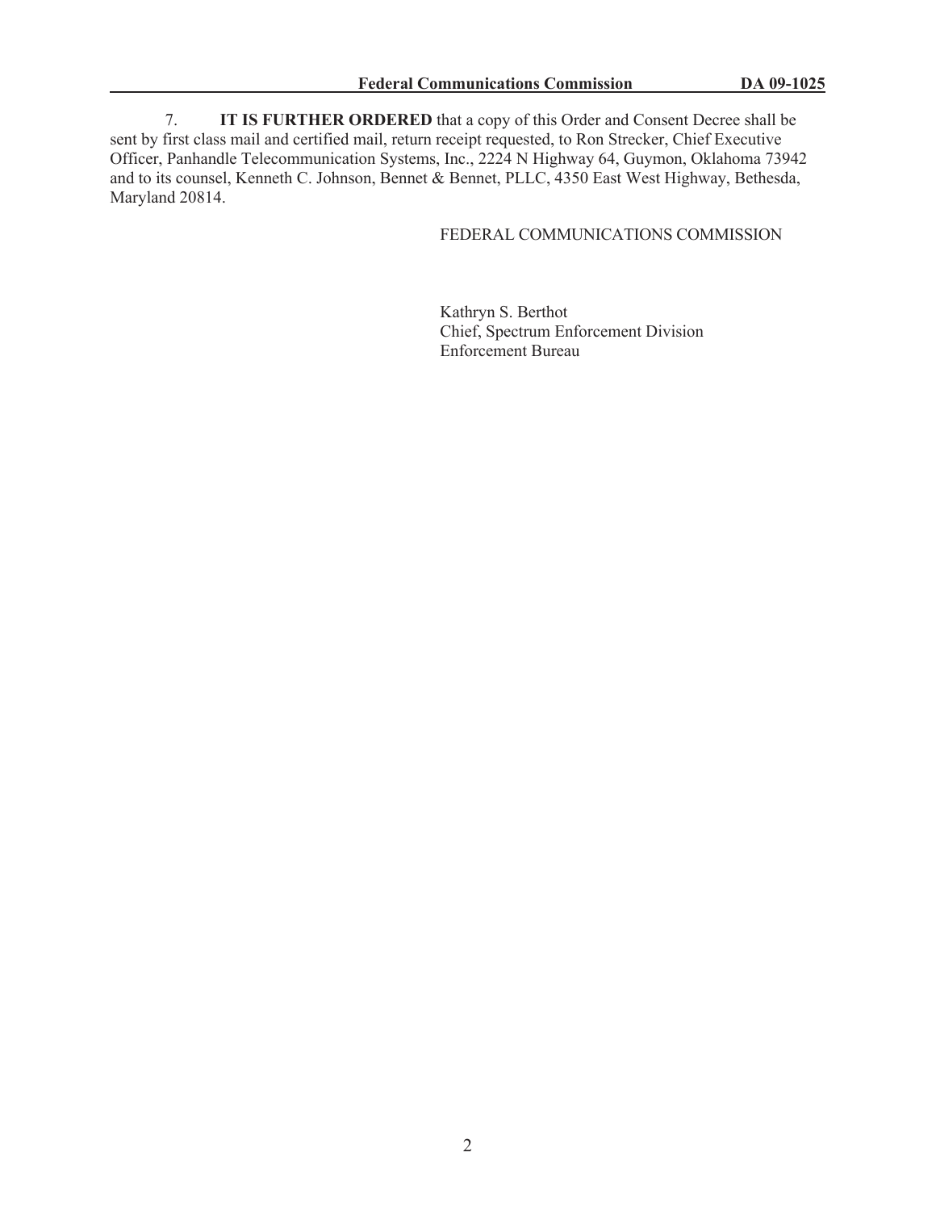7. **IT IS FURTHER ORDERED** that a copy of this Order and Consent Decree shall be sent by first class mail and certified mail, return receipt requested, to Ron Strecker, Chief Executive Officer, Panhandle Telecommunication Systems, Inc., 2224 N Highway 64, Guymon, Oklahoma 73942 and to its counsel, Kenneth C. Johnson, Bennet & Bennet, PLLC, 4350 East West Highway, Bethesda, Maryland 20814.

FEDERAL COMMUNICATIONS COMMISSION

Kathryn S. Berthot
Chief, Spectrum Enforcement Division
Enforcement Bureau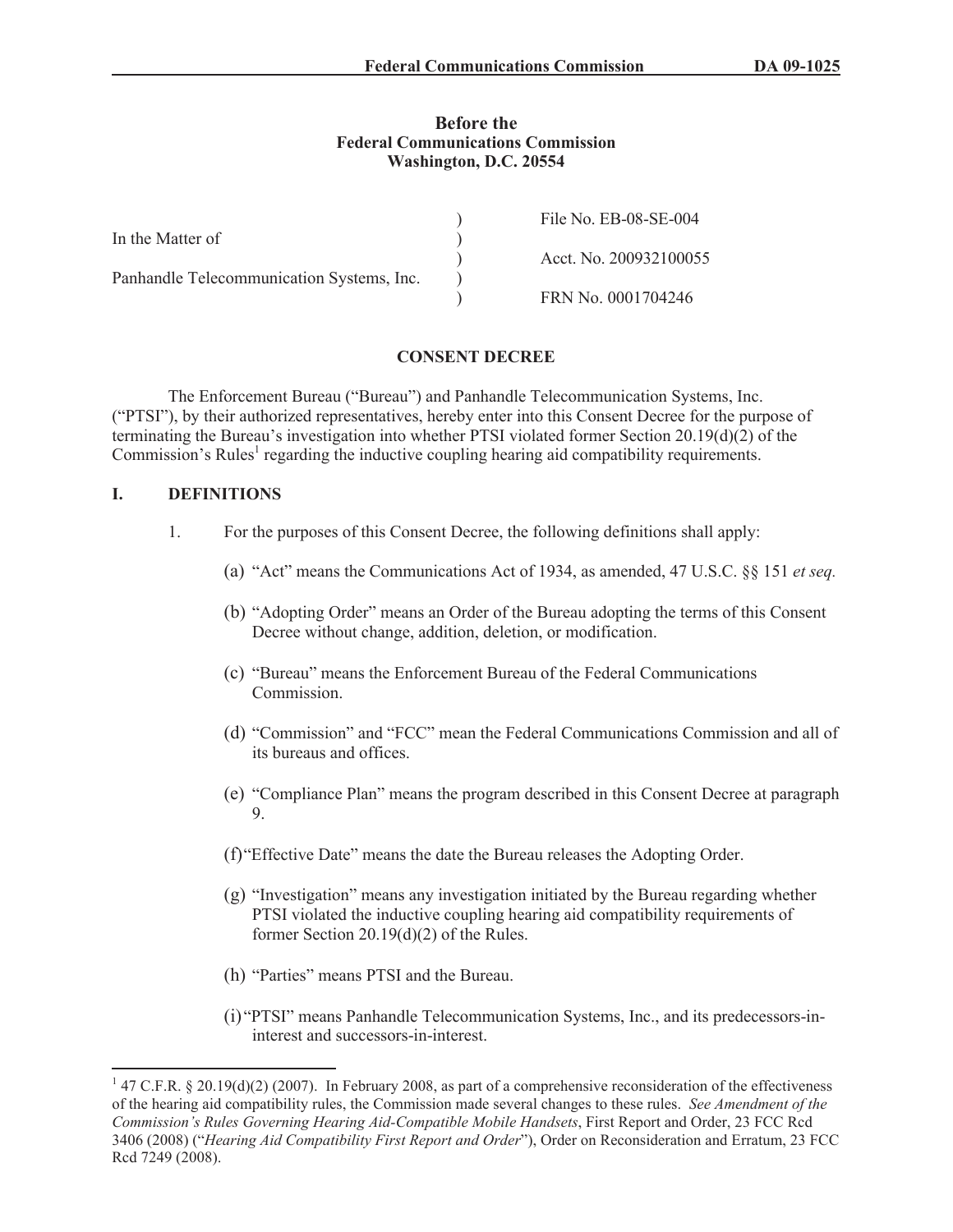**Before the**
**Federal Communications Commission**
**Washington, D.C. 20554**

| | | |
|---|---|---|
| In the Matter of | ) | File No. EB-08-SE-004 |
| | ) | |
| Panhandle Telecommunication Systems, Inc. | ) | Acct. No. 200932100055 |
| | ) | |
| | ) | FRN No. 0001704246 |

## CONSENT DECREE

The Enforcement Bureau ("Bureau") and Panhandle Telecommunication Systems, Inc. ("PTSI"), by their authorized representatives, hereby enter into this Consent Decree for the purpose of terminating the Bureau's investigation into whether PTSI violated former Section 20.19(d)(2) of the Commission's Rules[1] regarding the inductive coupling hearing aid compatibility requirements.

## I. DEFINITIONS

1. For the purposes of this Consent Decree, the following definitions shall apply:

   (a) "Act" means the Communications Act of 1934, as amended, 47 U.S.C. §§ 151 *et seq.*

   (b) "Adopting Order" means an Order of the Bureau adopting the terms of this Consent Decree without change, addition, deletion, or modification.

   (c) "Bureau" means the Enforcement Bureau of the Federal Communications Commission.

   (d) "Commission" and "FCC" mean the Federal Communications Commission and all of its bureaus and offices.

   (e) "Compliance Plan" means the program described in this Consent Decree at paragraph 9.

   (f) "Effective Date" means the date the Bureau releases the Adopting Order.

   (g) "Investigation" means any investigation initiated by the Bureau regarding whether PTSI violated the inductive coupling hearing aid compatibility requirements of former Section 20.19(d)(2) of the Rules.

   (h) "Parties" means PTSI and the Bureau.

   (i) "PTSI" means Panhandle Telecommunication Systems, Inc., and its predecessors-in-interest and successors-in-interest.

---

[1] 47 C.F.R. § 20.19(d)(2) (2007). In February 2008, as part of a comprehensive reconsideration of the effectiveness of the hearing aid compatibility rules, the Commission made several changes to these rules. *See Amendment of the Commission's Rules Governing Hearing Aid-Compatible Mobile Handsets*, First Report and Order, 23 FCC Rcd 3406 (2008) ("*Hearing Aid Compatibility First Report and Order*"), Order on Reconsideration and Erratum, 23 FCC Rcd 7249 (2008).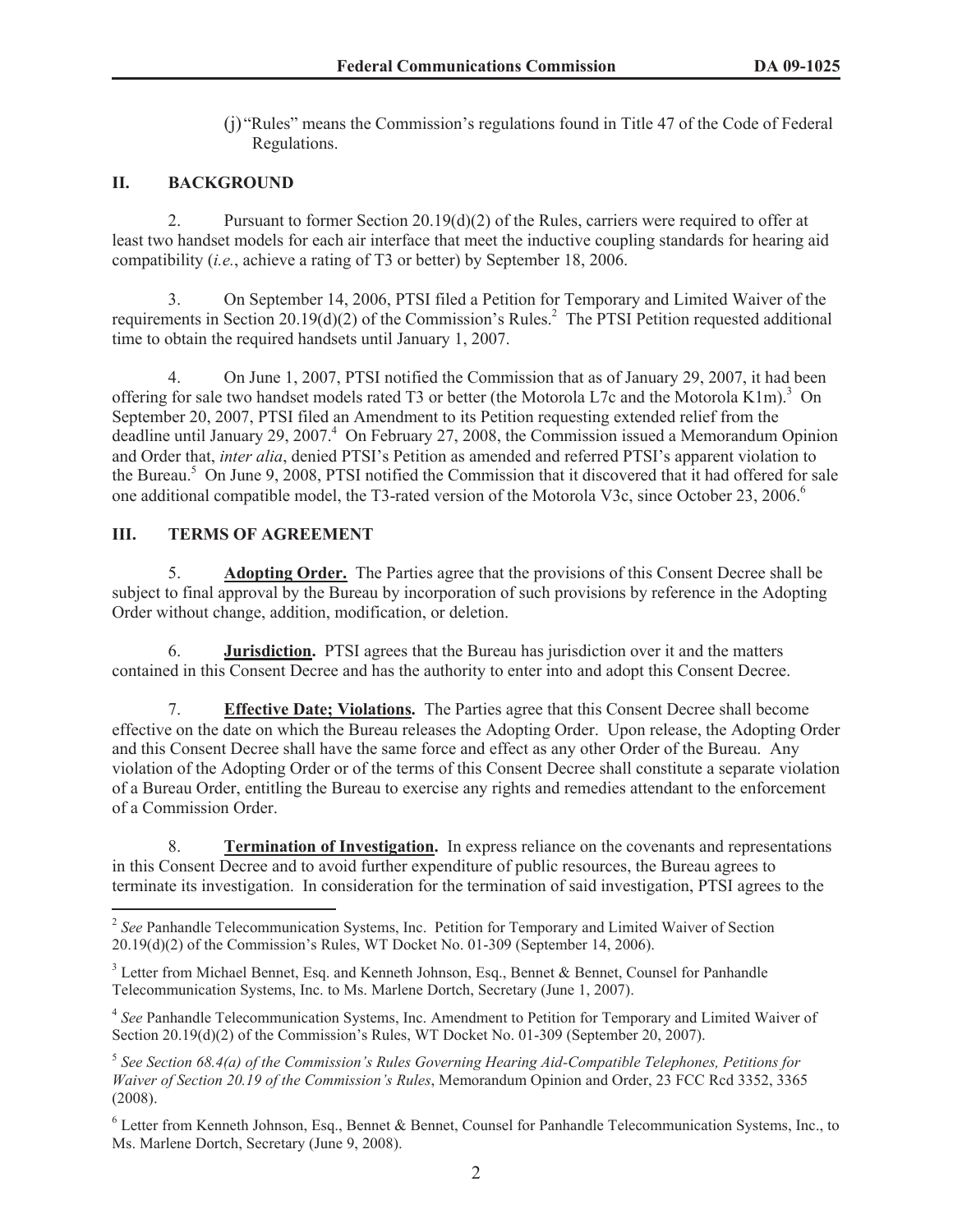(j) "Rules" means the Commission's regulations found in Title 47 of the Code of Federal Regulations.

## II. BACKGROUND

2. Pursuant to former Section 20.19(d)(2) of the Rules, carriers were required to offer at least two handset models for each air interface that meet the inductive coupling standards for hearing aid compatibility (*i.e.*, achieve a rating of T3 or better) by September 18, 2006.

3. On September 14, 2006, PTSI filed a Petition for Temporary and Limited Waiver of the requirements in Section 20.19(d)(2) of the Commission's Rules.[2] The PTSI Petition requested additional time to obtain the required handsets until January 1, 2007.

4. On June 1, 2007, PTSI notified the Commission that as of January 29, 2007, it had been offering for sale two handset models rated T3 or better (the Motorola L7c and the Motorola K1m).[3] On September 20, 2007, PTSI filed an Amendment to its Petition requesting extended relief from the deadline until January 29, 2007.[4] On February 27, 2008, the Commission issued a Memorandum Opinion and Order that, *inter alia*, denied PTSI's Petition as amended and referred PTSI's apparent violation to the Bureau.[5] On June 9, 2008, PTSI notified the Commission that it discovered that it had offered for sale one additional compatible model, the T3-rated version of the Motorola V3c, since October 23, 2006.[6]

## III. TERMS OF AGREEMENT

5. **Adopting Order.** The Parties agree that the provisions of this Consent Decree shall be subject to final approval by the Bureau by incorporation of such provisions by reference in the Adopting Order without change, addition, modification, or deletion.

6. **Jurisdiction.** PTSI agrees that the Bureau has jurisdiction over it and the matters contained in this Consent Decree and has the authority to enter into and adopt this Consent Decree.

7. **Effective Date; Violations.** The Parties agree that this Consent Decree shall become effective on the date on which the Bureau releases the Adopting Order. Upon release, the Adopting Order and this Consent Decree shall have the same force and effect as any other Order of the Bureau. Any violation of the Adopting Order or of the terms of this Consent Decree shall constitute a separate violation of a Bureau Order, entitling the Bureau to exercise any rights and remedies attendant to the enforcement of a Commission Order.

8. **Termination of Investigation.** In express reliance on the covenants and representations in this Consent Decree and to avoid further expenditure of public resources, the Bureau agrees to terminate its investigation. In consideration for the termination of said investigation, PTSI agrees to the

---

[2] *See* Panhandle Telecommunication Systems, Inc. Petition for Temporary and Limited Waiver of Section 20.19(d)(2) of the Commission's Rules, WT Docket No. 01-309 (September 14, 2006).

[3] Letter from Michael Bennet, Esq. and Kenneth Johnson, Esq., Bennet & Bennet, Counsel for Panhandle Telecommunication Systems, Inc. to Ms. Marlene Dortch, Secretary (June 1, 2007).

[4] *See* Panhandle Telecommunication Systems, Inc. Amendment to Petition for Temporary and Limited Waiver of Section 20.19(d)(2) of the Commission's Rules, WT Docket No. 01-309 (September 20, 2007).

[5] *See Section 68.4(a) of the Commission's Rules Governing Hearing Aid-Compatible Telephones, Petitions for Waiver of Section 20.19 of the Commission's Rules*, Memorandum Opinion and Order, 23 FCC Rcd 3352, 3365 (2008).

[6] Letter from Kenneth Johnson, Esq., Bennet & Bennet, Counsel for Panhandle Telecommunication Systems, Inc., to Ms. Marlene Dortch, Secretary (June 9, 2008).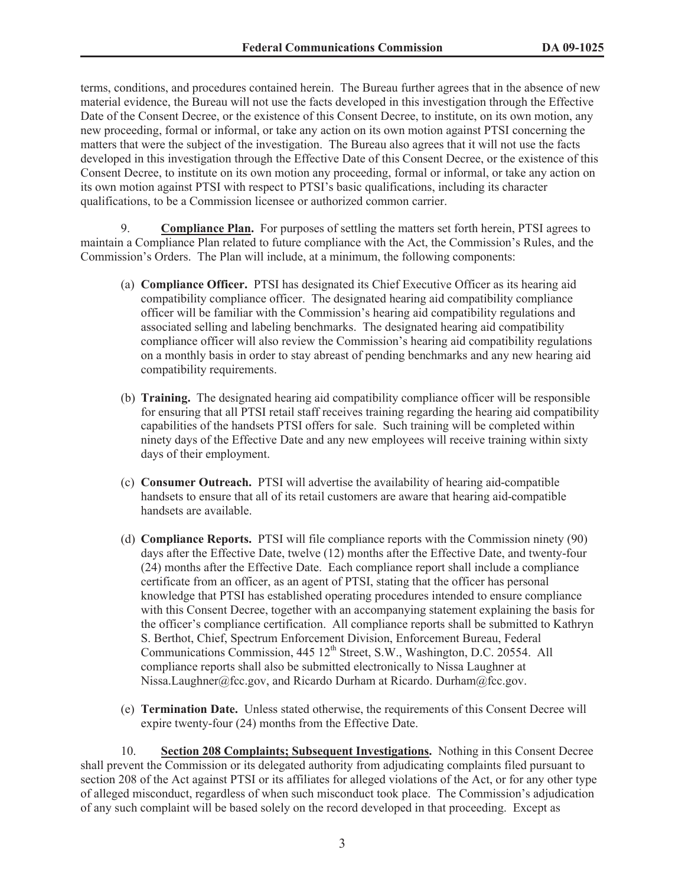terms, conditions, and procedures contained herein. The Bureau further agrees that in the absence of new material evidence, the Bureau will not use the facts developed in this investigation through the Effective Date of the Consent Decree, or the existence of this Consent Decree, to institute, on its own motion, any new proceeding, formal or informal, or take any action on its own motion against PTSI concerning the matters that were the subject of the investigation. The Bureau also agrees that it will not use the facts developed in this investigation through the Effective Date of this Consent Decree, or the existence of this Consent Decree, to institute on its own motion any proceeding, formal or informal, or take any action on its own motion against PTSI with respect to PTSI's basic qualifications, including its character qualifications, to be a Commission licensee or authorized common carrier.

9. **Compliance Plan.** For purposes of settling the matters set forth herein, PTSI agrees to maintain a Compliance Plan related to future compliance with the Act, the Commission's Rules, and the Commission's Orders. The Plan will include, at a minimum, the following components:

(a) **Compliance Officer.** PTSI has designated its Chief Executive Officer as its hearing aid compatibility compliance officer. The designated hearing aid compatibility compliance officer will be familiar with the Commission's hearing aid compatibility regulations and associated selling and labeling benchmarks. The designated hearing aid compatibility compliance officer will also review the Commission's hearing aid compatibility regulations on a monthly basis in order to stay abreast of pending benchmarks and any new hearing aid compatibility requirements.

(b) **Training.** The designated hearing aid compatibility compliance officer will be responsible for ensuring that all PTSI retail staff receives training regarding the hearing aid compatibility capabilities of the handsets PTSI offers for sale. Such training will be completed within ninety days of the Effective Date and any new employees will receive training within sixty days of their employment.

(c) **Consumer Outreach.** PTSI will advertise the availability of hearing aid-compatible handsets to ensure that all of its retail customers are aware that hearing aid-compatible handsets are available.

(d) **Compliance Reports.** PTSI will file compliance reports with the Commission ninety (90) days after the Effective Date, twelve (12) months after the Effective Date, and twenty-four (24) months after the Effective Date. Each compliance report shall include a compliance certificate from an officer, as an agent of PTSI, stating that the officer has personal knowledge that PTSI has established operating procedures intended to ensure compliance with this Consent Decree, together with an accompanying statement explaining the basis for the officer's compliance certification. All compliance reports shall be submitted to Kathryn S. Berthot, Chief, Spectrum Enforcement Division, Enforcement Bureau, Federal Communications Commission, 445 12th Street, S.W., Washington, D.C. 20554. All compliance reports shall also be submitted electronically to Nissa Laughner at Nissa.Laughner@fcc.gov, and Ricardo Durham at Ricardo. Durham@fcc.gov.

(e) **Termination Date.** Unless stated otherwise, the requirements of this Consent Decree will expire twenty-four (24) months from the Effective Date.

10. **Section 208 Complaints; Subsequent Investigations.** Nothing in this Consent Decree shall prevent the Commission or its delegated authority from adjudicating complaints filed pursuant to section 208 of the Act against PTSI or its affiliates for alleged violations of the Act, or for any other type of alleged misconduct, regardless of when such misconduct took place. The Commission's adjudication of any such complaint will be based solely on the record developed in that proceeding. Except as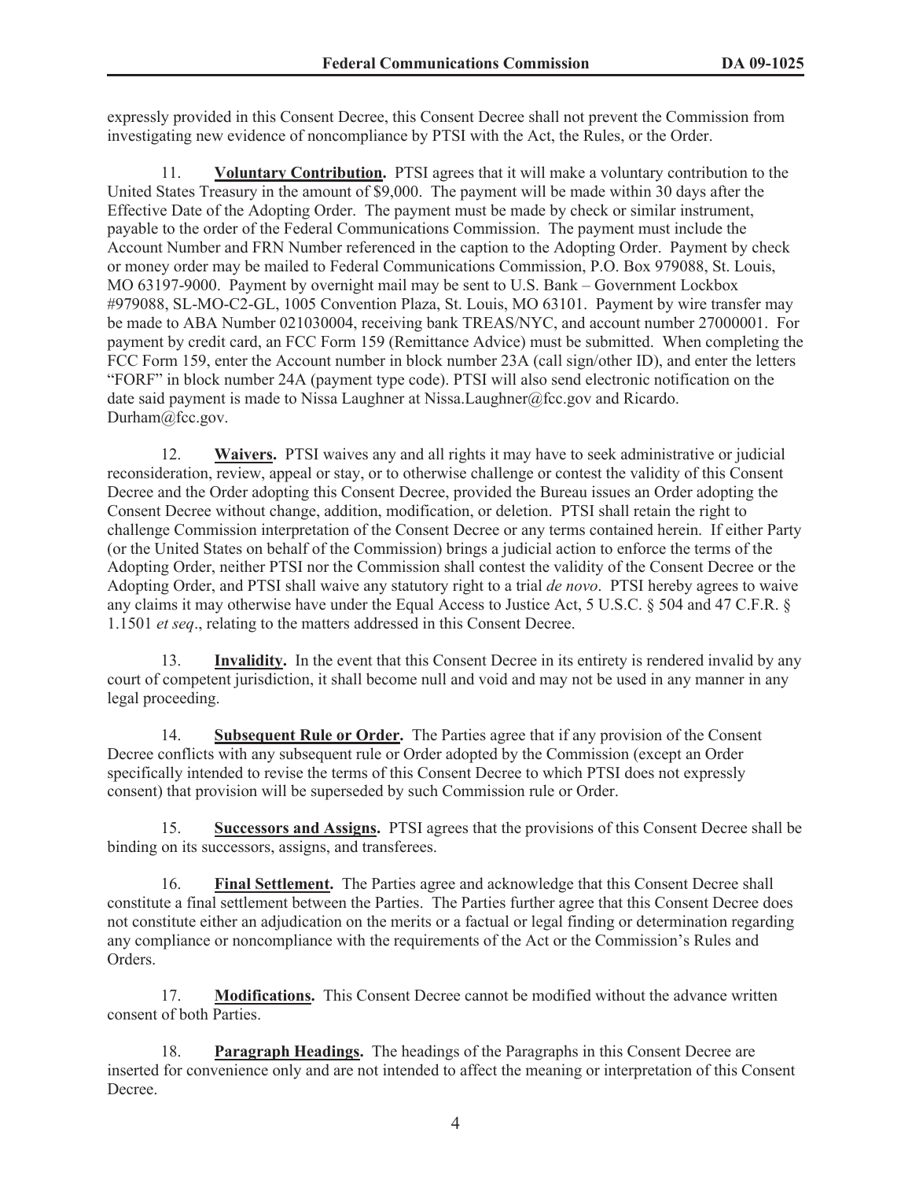expressly provided in this Consent Decree, this Consent Decree shall not prevent the Commission from investigating new evidence of noncompliance by PTSI with the Act, the Rules, or the Order.

11. **Voluntary Contribution.** PTSI agrees that it will make a voluntary contribution to the United States Treasury in the amount of $9,000. The payment will be made within 30 days after the Effective Date of the Adopting Order. The payment must be made by check or similar instrument, payable to the order of the Federal Communications Commission. The payment must include the Account Number and FRN Number referenced in the caption to the Adopting Order. Payment by check or money order may be mailed to Federal Communications Commission, P.O. Box 979088, St. Louis, MO 63197-9000. Payment by overnight mail may be sent to U.S. Bank – Government Lockbox #979088, SL-MO-C2-GL, 1005 Convention Plaza, St. Louis, MO 63101. Payment by wire transfer may be made to ABA Number 021030004, receiving bank TREAS/NYC, and account number 27000001. For payment by credit card, an FCC Form 159 (Remittance Advice) must be submitted. When completing the FCC Form 159, enter the Account number in block number 23A (call sign/other ID), and enter the letters "FORF" in block number 24A (payment type code). PTSI will also send electronic notification on the date said payment is made to Nissa Laughner at Nissa.Laughner@fcc.gov and Ricardo.Durham@fcc.gov.

12. **Waivers.** PTSI waives any and all rights it may have to seek administrative or judicial reconsideration, review, appeal or stay, or to otherwise challenge or contest the validity of this Consent Decree and the Order adopting this Consent Decree, provided the Bureau issues an Order adopting the Consent Decree without change, addition, modification, or deletion. PTSI shall retain the right to challenge Commission interpretation of the Consent Decree or any terms contained herein. If either Party (or the United States on behalf of the Commission) brings a judicial action to enforce the terms of the Adopting Order, neither PTSI nor the Commission shall contest the validity of the Consent Decree or the Adopting Order, and PTSI shall waive any statutory right to a trial *de novo*. PTSI hereby agrees to waive any claims it may otherwise have under the Equal Access to Justice Act, 5 U.S.C. § 504 and 47 C.F.R. § 1.1501 *et seq*., relating to the matters addressed in this Consent Decree.

13. **Invalidity.** In the event that this Consent Decree in its entirety is rendered invalid by any court of competent jurisdiction, it shall become null and void and may not be used in any manner in any legal proceeding.

14. **Subsequent Rule or Order.** The Parties agree that if any provision of the Consent Decree conflicts with any subsequent rule or Order adopted by the Commission (except an Order specifically intended to revise the terms of this Consent Decree to which PTSI does not expressly consent) that provision will be superseded by such Commission rule or Order.

15. **Successors and Assigns.** PTSI agrees that the provisions of this Consent Decree shall be binding on its successors, assigns, and transferees.

16. **Final Settlement.** The Parties agree and acknowledge that this Consent Decree shall constitute a final settlement between the Parties. The Parties further agree that this Consent Decree does not constitute either an adjudication on the merits or a factual or legal finding or determination regarding any compliance or noncompliance with the requirements of the Act or the Commission's Rules and Orders.

17. **Modifications.** This Consent Decree cannot be modified without the advance written consent of both Parties.

18. **Paragraph Headings.** The headings of the Paragraphs in this Consent Decree are inserted for convenience only and are not intended to affect the meaning or interpretation of this Consent Decree.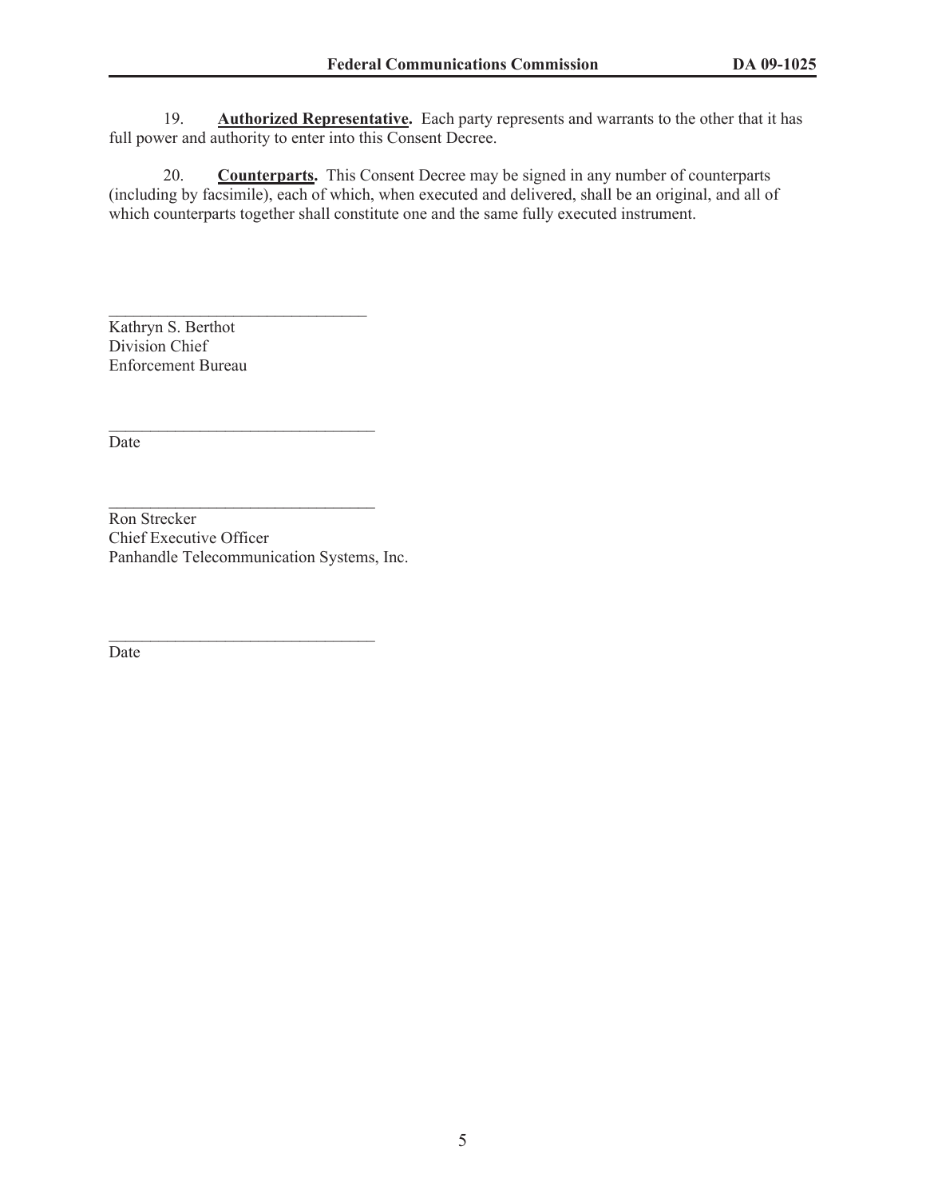19. **Authorized Representative.** Each party represents and warrants to the other that it has full power and authority to enter into this Consent Decree.

20. **Counterparts.** This Consent Decree may be signed in any number of counterparts (including by facsimile), each of which, when executed and delivered, shall be an original, and all of which counterparts together shall constitute one and the same fully executed instrument.

________________________________
Kathryn S. Berthot
Division Chief
Enforcement Bureau

________________________________
Date

________________________________
Ron Strecker
Chief Executive Officer
Panhandle Telecommunication Systems, Inc.

________________________________
Date